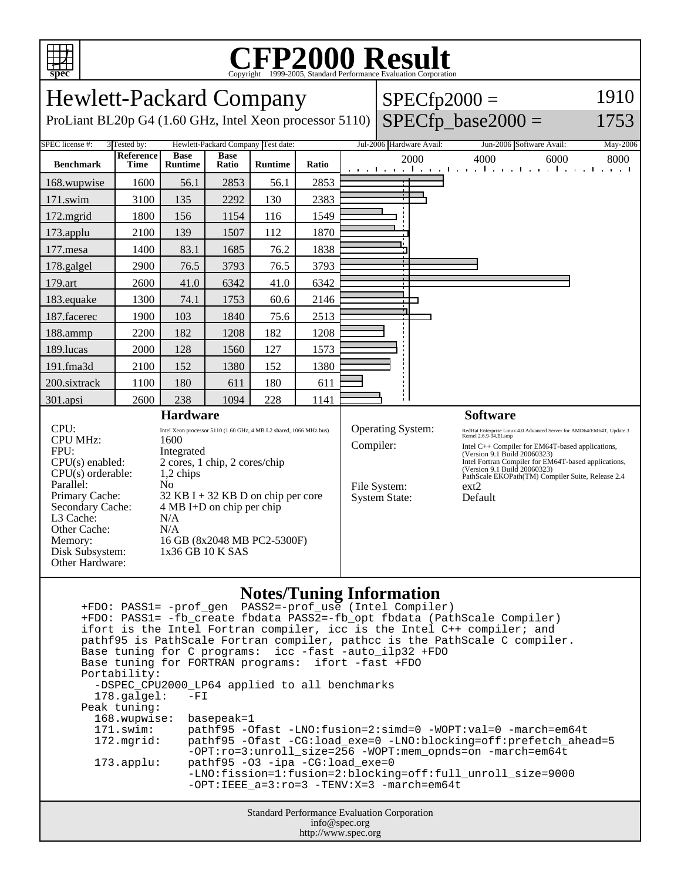# CFP2000 Result

Copyright 1999-2005, Standard Performance Evaluation Corporation

## Hewlett-Packard Company

ProLiant BL20p G4 (1.60 GHz, Intel Xeon processor 5110)

SPECfp2000 = 1910

SPECfp_base2000 = 1753

SPEC license #: 3 | Tested by: Hewlett-Packard Company | Test date: Jul-2006 | Hardware Avail: Jun-2006 | Software Avail: May-2006

| Benchmark | Reference Time | Base Runtime | Base Ratio | Runtime | Ratio |
|---|---|---|---|---|---|
| 168.wupwise | 1600 | 56.1 | 2853 | 56.1 | 2853 |
| 171.swim | 3100 | 135 | 2292 | 130 | 2383 |
| 172.mgrid | 1800 | 156 | 1154 | 116 | 1549 |
| 173.applu | 2100 | 139 | 1507 | 112 | 1870 |
| 177.mesa | 1400 | 83.1 | 1685 | 76.2 | 1838 |
| 178.galgel | 2900 | 76.5 | 3793 | 76.5 | 3793 |
| 179.art | 2600 | 41.0 | 6342 | 41.0 | 6342 |
| 183.equake | 1300 | 74.1 | 1753 | 60.6 | 2146 |
| 187.facerec | 1900 | 103 | 1840 | 75.6 | 2513 |
| 188.ammp | 2200 | 182 | 1208 | 182 | 1208 |
| 189.lucas | 2000 | 128 | 1560 | 127 | 1573 |
| 191.fma3d | 2100 | 152 | 1380 | 152 | 1380 |
| 200.sixtrack | 1100 | 180 | 611 | 180 | 611 |
| 301.apsi | 2600 | 238 | 1094 | 228 | 1141 |

### Hardware

| | |
|---|---|
| CPU: | Intel Xeon processor 5110 (1.60 GHz, 4 MB L2 shared, 1066 MHz bus) |
| CPU MHz: | 1600 |
| FPU: | Integrated |
| CPU(s) enabled: | 2 cores, 1 chip, 2 cores/chip |
| CPU(s) orderable: | 1,2 chips |
| Parallel: | No |
| Primary Cache: | 32 KB I + 32 KB D on chip per core |
| Secondary Cache: | 4 MB I+D on chip per chip |
| L3 Cache: | N/A |
| Other Cache: | N/A |
| Memory: | 16 GB (8x2048 MB PC2-5300F) |
| Disk Subsystem: | 1x36 GB 10 K SAS |
| Other Hardware: | |

### Software

| | |
|---|---|
| Operating System: | RedHat Enterprise Linux 4.0 Advanced Server for AMD64/EM64T, Update 3 Kernel 2.6.9-34.ELsmp |
| Compiler: | Intel C++ Compiler for EM64T-based applications, (Version 9.1 Build 20060323) Intel Fortran Compiler for EM64T-based applications, (Version 9.1 Build 20060323) PathScale EKOPath(TM) Compiler Suite, Release 2.4 |
| File System: | ext2 |
| System State: | Default |

### Notes/Tuning Information

```
+FDO: PASS1= -prof_gen  PASS2=-prof_use (Intel Compiler)
+FDO: PASS1= -fb_create fbdata PASS2=-fb_opt fbdata (PathScale Compiler)
ifort is the Intel Fortran compiler, icc is the Intel C++ compiler; and
pathf95 is PathScale Fortran compiler, pathcc is the PathScale C compiler.
Base tuning for C programs:  icc -fast -auto_ilp32 +FDO
Base tuning for FORTRAN programs:  ifort -fast +FDO
Portability:
  -DSPEC_CPU2000_LP64 applied to all benchmarks
  178.galgel:   -FI
Peak tuning:
  168.wupwise:  basepeak=1
  171.swim:     pathf95 -Ofast -LNO:fusion=2:simd=0 -WOPT:val=0 -march=em64t
  172.mgrid:    pathf95 -Ofast -CG:load_exe=0 -LNO:blocking=off:prefetch_ahead=5
                -OPT:ro=3:unroll_size=256 -WOPT:mem_opnds=on -march=em64t
  173.applu:    pathf95 -O3 -ipa -CG:load_exe=0
                -LNO:fission=1:fusion=2:blocking=off:full_unroll_size=9000
                -OPT:IEEE_a=3:ro=3 -TENV:X=3 -march=em64t
```

Standard Performance Evaluation Corporation
info@spec.org
http://www.spec.org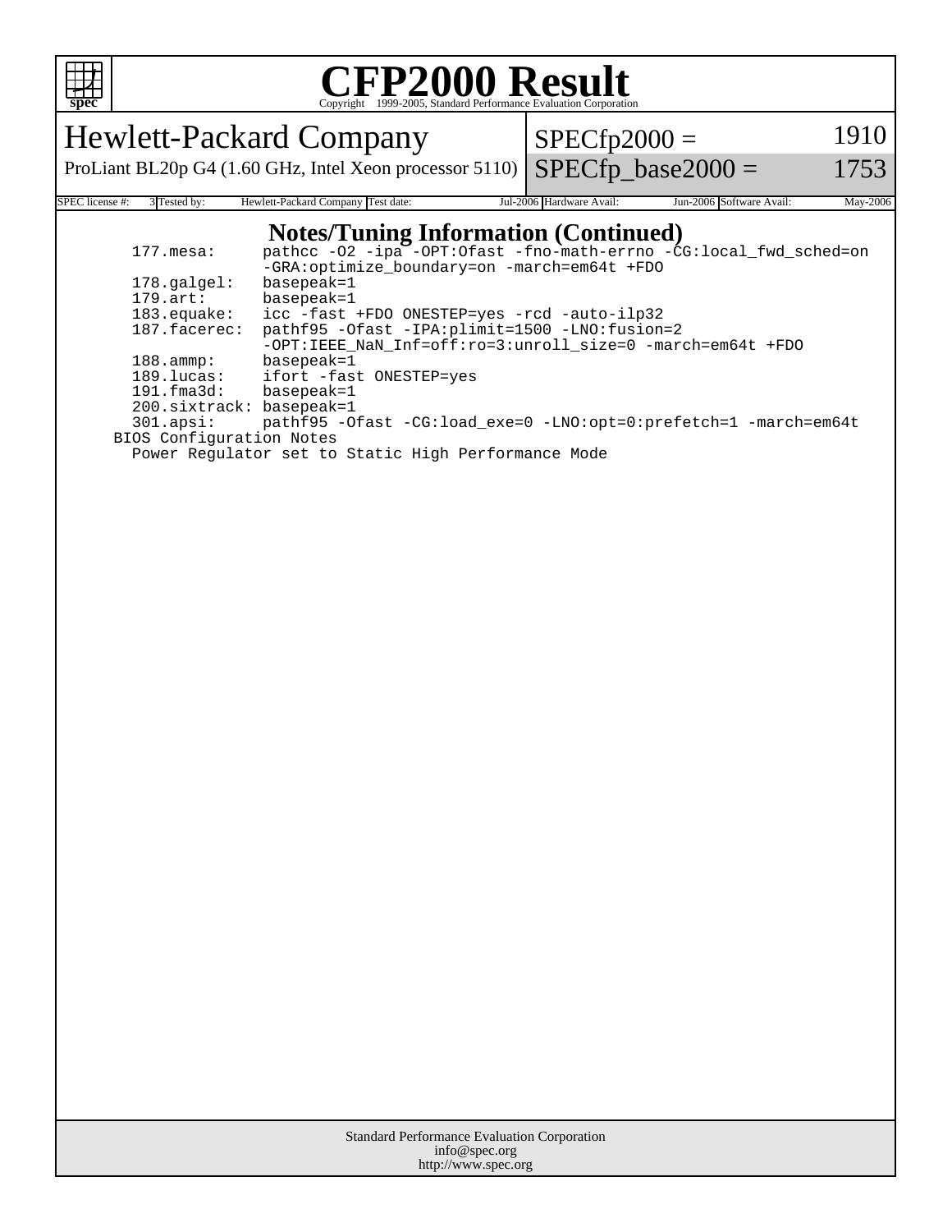# CFP2000 Result

Copyright 1999-2005, Standard Performance Evaluation Corporation

## Hewlett-Packard Company

ProLiant BL20p G4 (1.60 GHz, Intel Xeon processor 5110)

SPECfp2000 = 1910

SPECfp_base2000 = 1753

| SPEC license #: | 3 | Tested by: | Hewlett-Packard Company | Test date: | Jul-2006 | Hardware Avail: | Jun-2006 | Software Avail: | May-2006 |
|---|---|---|---|---|---|---|---|---|---|

### Notes/Tuning Information (Continued)

```
    177.mesa:     pathcc -O2 -ipa -OPT:Ofast -fno-math-errno -CG:local_fwd_sched=on
                  -GRA:optimize_boundary=on -march=em64t +FDO
    178.galgel:   basepeak=1
    179.art:      basepeak=1
    183.equake:   icc -fast +FDO ONESTEP=yes -rcd -auto-ilp32
    187.facerec:  pathf95 -Ofast -IPA:plimit=1500 -LNO:fusion=2
                  -OPT:IEEE_NaN_Inf=off:ro=3:unroll_size=0 -march=em64t +FDO
    188.ammp:     basepeak=1
    189.lucas:    ifort -fast ONESTEP=yes
    191.fma3d:    basepeak=1
    200.sixtrack: basepeak=1
    301.apsi:     pathf95 -Ofast -CG:load_exe=0 -LNO:opt=0:prefetch=1 -march=em64t
  BIOS Configuration Notes
    Power Regulator set to Static High Performance Mode
```